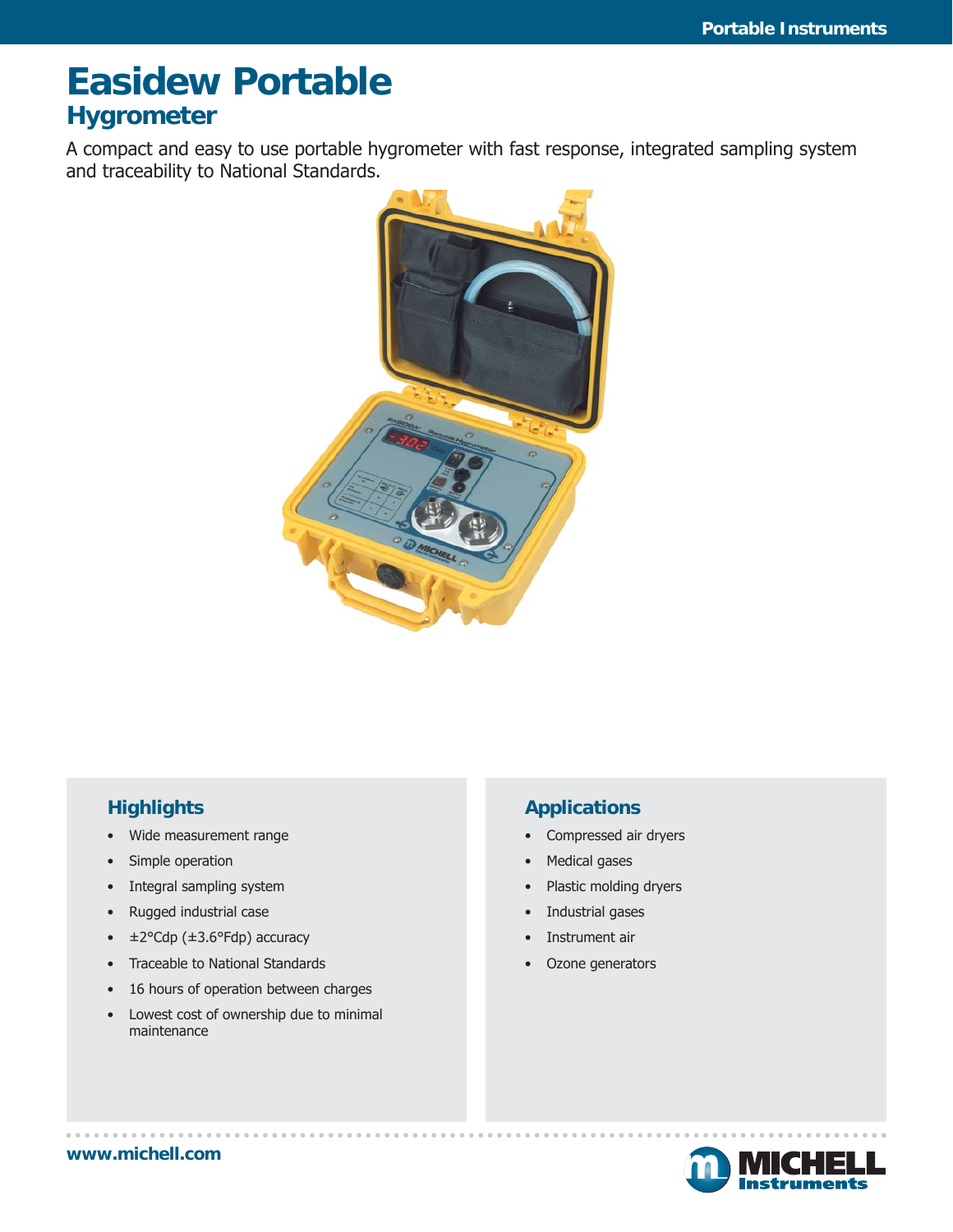# Easidew Portable

## Hygrometer

A compact and easy to use portable hygrometer with fast response, integrated sampling system and traceability to National Standards.

### Highlights

- Wide measurement range
- Simple operation
- Integral sampling system
- Rugged industrial case
- ±2°Cdp (±3.6°Fdp) accuracy
- Traceable to National Standards
- 16 hours of operation between charges
- Lowest cost of ownership due to minimal maintenance

### Applications

- Compressed air dryers
- Medical gases
- Plastic molding dryers
- Industrial gases
- Instrument air
- Ozone generators

www.michell.com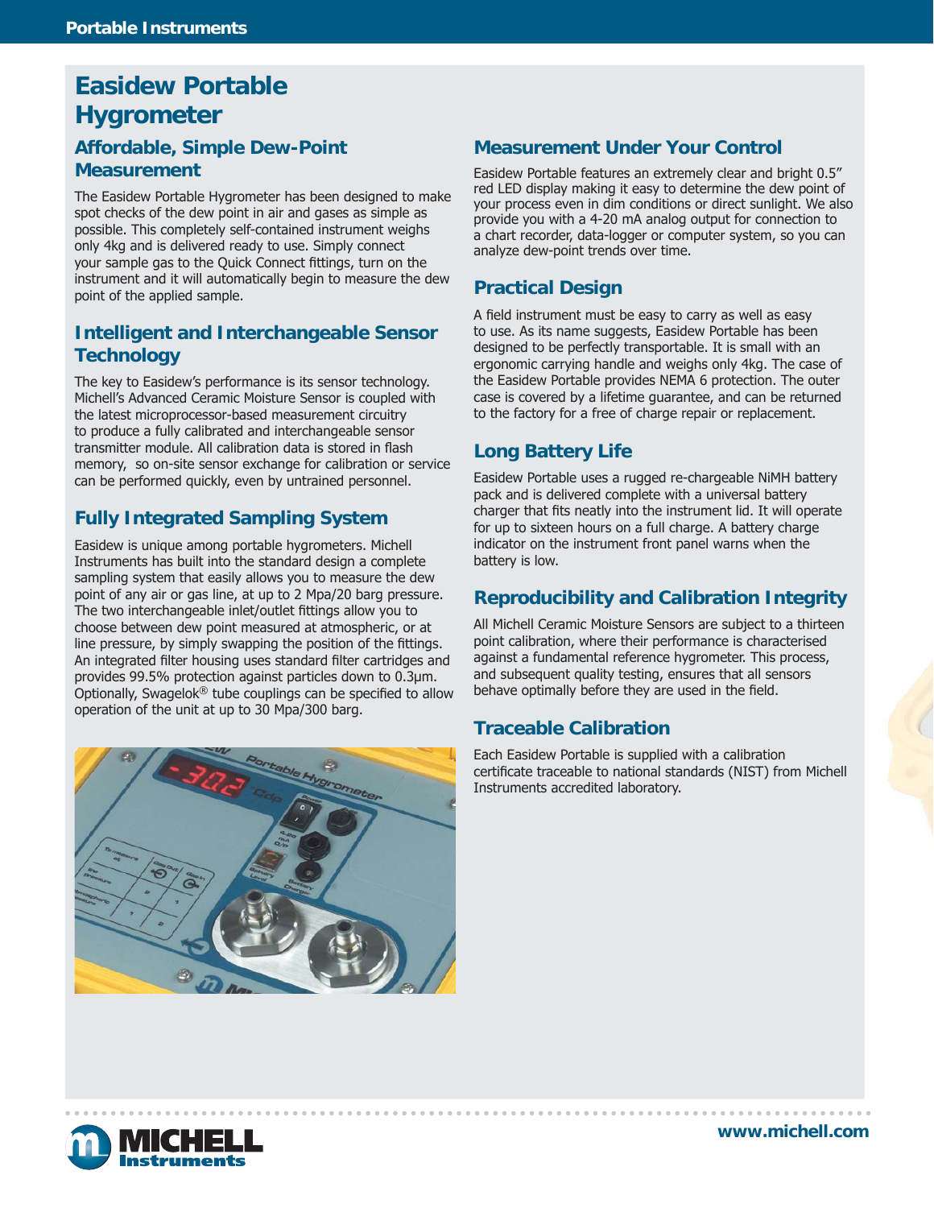# Easidew Portable Hygrometer

## Affordable, Simple Dew-Point Measurement

The Easidew Portable Hygrometer has been designed to make spot checks of the dew point in air and gases as simple as possible. This completely self-contained instrument weighs only 4kg and is delivered ready to use. Simply connect your sample gas to the Quick Connect fittings, turn on the instrument and it will automatically begin to measure the dew point of the applied sample.

## Intelligent and Interchangeable Sensor Technology

The key to Easidew's performance is its sensor technology. Michell's Advanced Ceramic Moisture Sensor is coupled with the latest microprocessor-based measurement circuitry to produce a fully calibrated and interchangeable sensor transmitter module. All calibration data is stored in flash memory, so on-site sensor exchange for calibration or service can be performed quickly, even by untrained personnel.

## Fully Integrated Sampling System

Easidew is unique among portable hygrometers. Michell Instruments has built into the standard design a complete sampling system that easily allows you to measure the dew point of any air or gas line, at up to 2 Mpa/20 barg pressure. The two interchangeable inlet/outlet fittings allow you to choose between dew point measured at atmospheric, or at line pressure, by simply swapping the position of the fittings. An integrated filter housing uses standard filter cartridges and provides 99.5% protection against particles down to 0.3µm. Optionally, Swagelok® tube couplings can be specified to allow operation of the unit at up to 30 Mpa/300 barg.

## Measurement Under Your Control

Easidew Portable features an extremely clear and bright 0.5" red LED display making it easy to determine the dew point of your process even in dim conditions or direct sunlight. We also provide you with a 4-20 mA analog output for connection to a chart recorder, data-logger or computer system, so you can analyze dew-point trends over time.

## Practical Design

A field instrument must be easy to carry as well as easy to use. As its name suggests, Easidew Portable has been designed to be perfectly transportable. It is small with an ergonomic carrying handle and weighs only 4kg. The case of the Easidew Portable provides NEMA 6 protection. The outer case is covered by a lifetime guarantee, and can be returned to the factory for a free of charge repair or replacement.

## Long Battery Life

Easidew Portable uses a rugged re-chargeable NiMH battery pack and is delivered complete with a universal battery charger that fits neatly into the instrument lid. It will operate for up to sixteen hours on a full charge. A battery charge indicator on the instrument front panel warns when the battery is low.

## Reproducibility and Calibration Integrity

All Michell Ceramic Moisture Sensors are subject to a thirteen point calibration, where their performance is characterised against a fundamental reference hygrometer. This process, and subsequent quality testing, ensures that all sensors behave optimally before they are used in the field.

## Traceable Calibration

Each Easidew Portable is supplied with a calibration certificate traceable to national standards (NIST) from Michell Instruments accredited laboratory.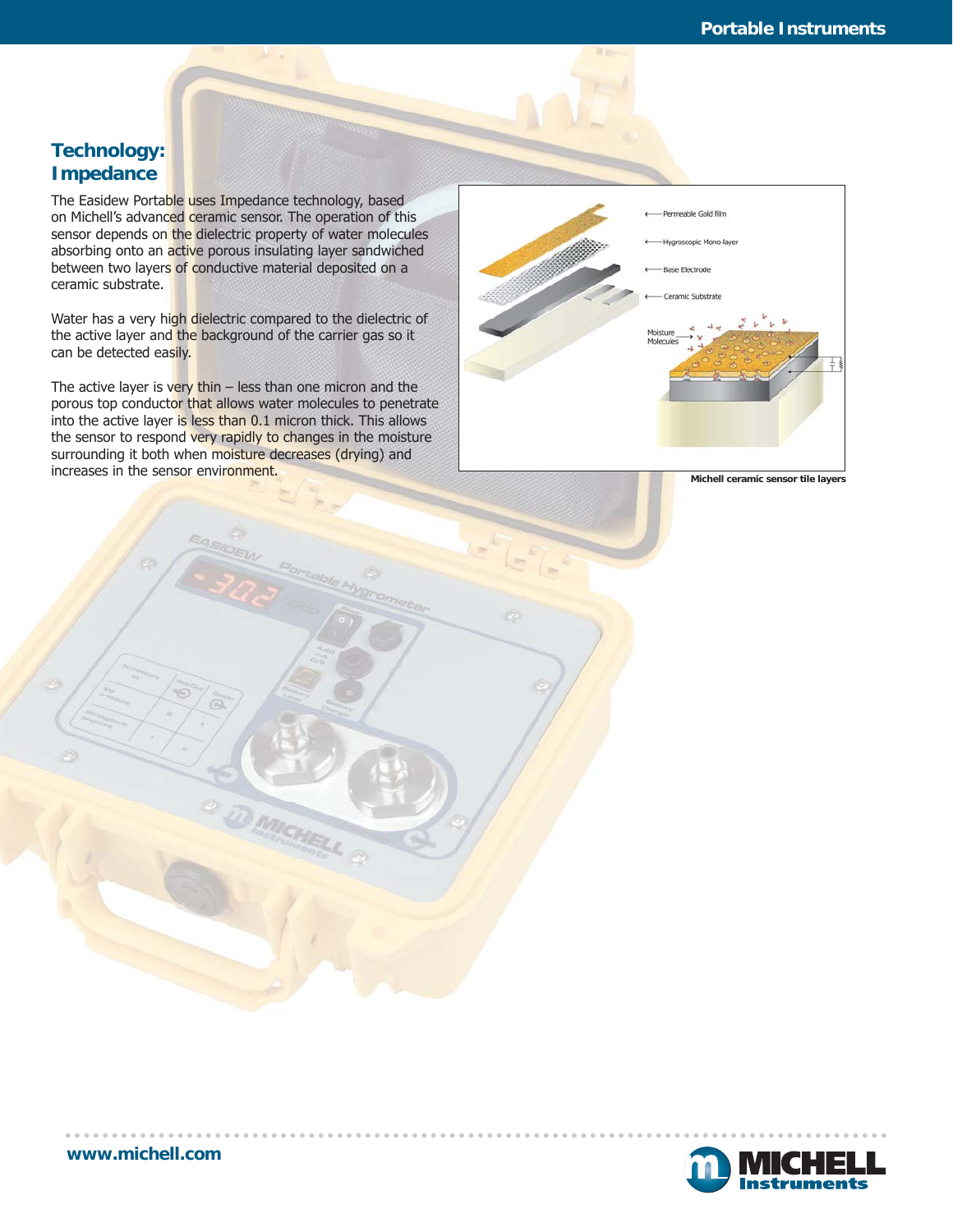## Technology: Impedance

The Easidew Portable uses Impedance technology, based on Michell's advanced ceramic sensor. The operation of this sensor depends on the dielectric property of water molecules absorbing onto an active porous insulating layer sandwiched between two layers of conductive material deposited on a ceramic substrate.

Water has a very high dielectric compared to the dielectric of the active layer and the background of the carrier gas so it can be detected easily.

The active layer is very thin – less than one micron and the porous top conductor that allows water molecules to penetrate into the active layer is less than 0.1 micron thick. This allows the sensor to respond very rapidly to changes in the moisture surrounding it both when moisture decreases (drying) and increases in the sensor environment.

Permeable Gold film
Hygroscopic Mono-layer
Base Electrode
Ceramic Substrate
Moisture Molecules

**Michell ceramic sensor tile layers**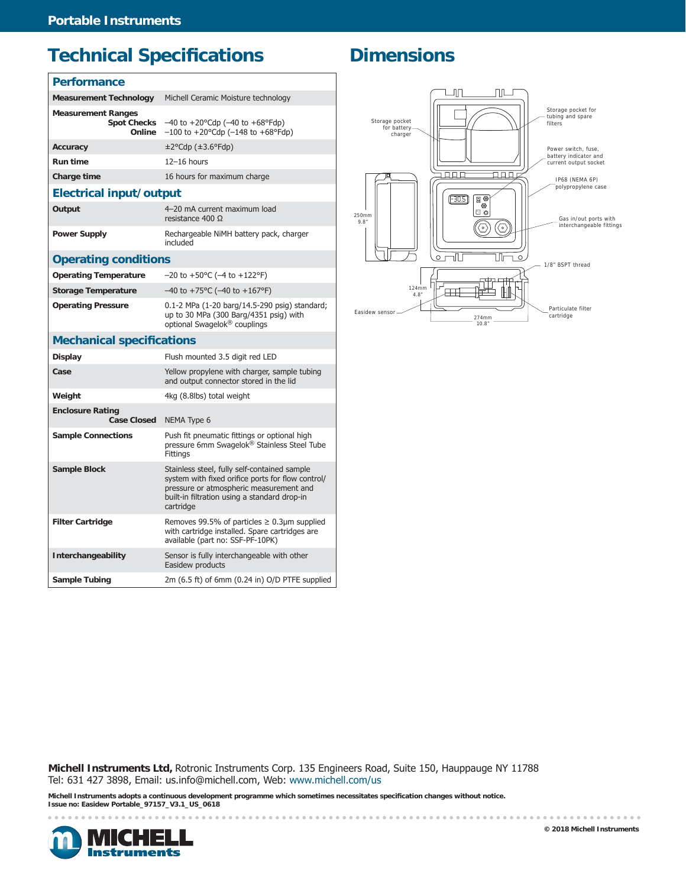# Technical Specifications

## Performance

| | |
|---|---|
| **Measurement Technology** | Michell Ceramic Moisture technology |
| **Measurement Ranges** | |
| **Spot Checks** | –40 to +20°Cdp (–40 to +68°Fdp) |
| **Online** | –100 to +20°Cdp (–148 to +68°Fdp) |
| **Accuracy** | ±2°Cdp (±3.6°Fdp) |
| **Run time** | 12–16 hours |
| **Charge time** | 16 hours for maximum charge |

## Electrical input/output

| | |
|---|---|
| **Output** | 4–20 mA current maximum load resistance 400 Ω |
| **Power Supply** | Rechargeable NiMH battery pack, charger included |

## Operating conditions

| | |
|---|---|
| **Operating Temperature** | –20 to +50°C (–4 to +122°F) |
| **Storage Temperature** | –40 to +75°C (–40 to +167°F) |
| **Operating Pressure** | 0.1-2 MPa (1-20 barg/14.5-290 psig) standard; up to 30 MPa (300 Barg/4351 psig) with optional Swagelok® couplings |

## Mechanical specifications

| | |
|---|---|
| **Display** | Flush mounted 3.5 digit red LED |
| **Case** | Yellow propylene with charger, sample tubing and output connector stored in the lid |
| **Weight** | 4kg (8.8lbs) total weight |
| **Enclosure Rating** | |
| **Case Closed** | NEMA Type 6 |
| **Sample Connections** | Push fit pneumatic fittings or optional high pressure 6mm Swagelok® Stainless Steel Tube Fittings |
| **Sample Block** | Stainless steel, fully self-contained sample system with fixed orifice ports for flow control/ pressure or atmospheric measurement and built-in filtration using a standard drop-in cartridge |
| **Filter Cartridge** | Removes 99.5% of particles ≥ 0.3μm supplied with cartridge installed. Spare cartridges are available (part no: SSF-PF-10PK) |
| **Interchangeability** | Sensor is fully interchangeable with other Easidew products |
| **Sample Tubing** | 2m (6.5 ft) of 6mm (0.24 in) O/D PTFE supplied |

# Dimensions

Storage pocket for battery charger

Storage pocket for tubing and spare filters

Power switch, fuse, battery indicator and current output socket

IP68 (NEMA 6P) polypropylene case

Gas in/out ports with interchangeable fittings

250mm 9.8"

1/8" BSPT thread

124mm 4.8"

Easidew sensor

274mm 10.8"

Particulate filter cartridge

**Michell Instruments Ltd,** Rotronic Instruments Corp. 135 Engineers Road, Suite 150, Hauppauge NY 11788
Tel: 631 427 3898, Email: us.info@michell.com, Web: www.michell.com/us

**Michell Instruments adopts a continuous development programme which sometimes necessitates specification changes without notice.**
**Issue no: Easidew Portable_97157_V3.1_US_0618**

**© 2018 Michell Instruments**